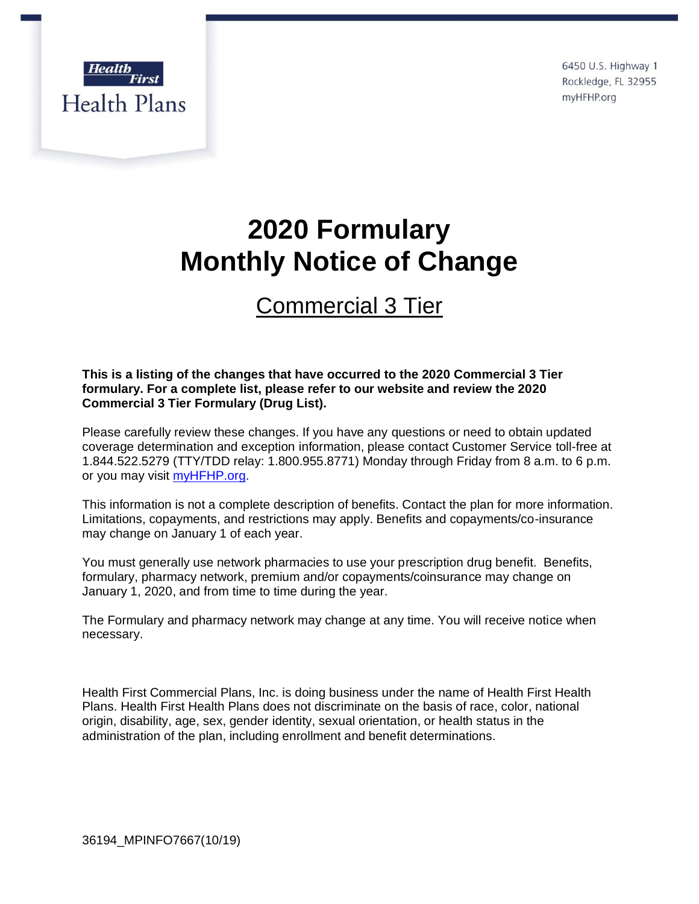Health First
Health Plans

6450 U.S. Highway 1
Rockledge, FL 32955
myHFHP.org

# 2020 Formulary Monthly Notice of Change

## Commercial 3 Tier

**This is a listing of the changes that have occurred to the 2020 Commercial 3 Tier formulary. For a complete list, please refer to our website and review the 2020 Commercial 3 Tier Formulary (Drug List).**

Please carefully review these changes. If you have any questions or need to obtain updated coverage determination and exception information, please contact Customer Service toll-free at 1.844.522.5279 (TTY/TDD relay: 1.800.955.8771) Monday through Friday from 8 a.m. to 6 p.m. or you may visit myHFHP.org.

This information is not a complete description of benefits. Contact the plan for more information. Limitations, copayments, and restrictions may apply. Benefits and copayments/co-insurance may change on January 1 of each year.

You must generally use network pharmacies to use your prescription drug benefit. Benefits, formulary, pharmacy network, premium and/or copayments/coinsurance may change on January 1, 2020, and from time to time during the year.

The Formulary and pharmacy network may change at any time. You will receive notice when necessary.

Health First Commercial Plans, Inc. is doing business under the name of Health First Health Plans. Health First Health Plans does not discriminate on the basis of race, color, national origin, disability, age, sex, gender identity, sexual orientation, or health status in the administration of the plan, including enrollment and benefit determinations.

36194_MPINFO7667(10/19)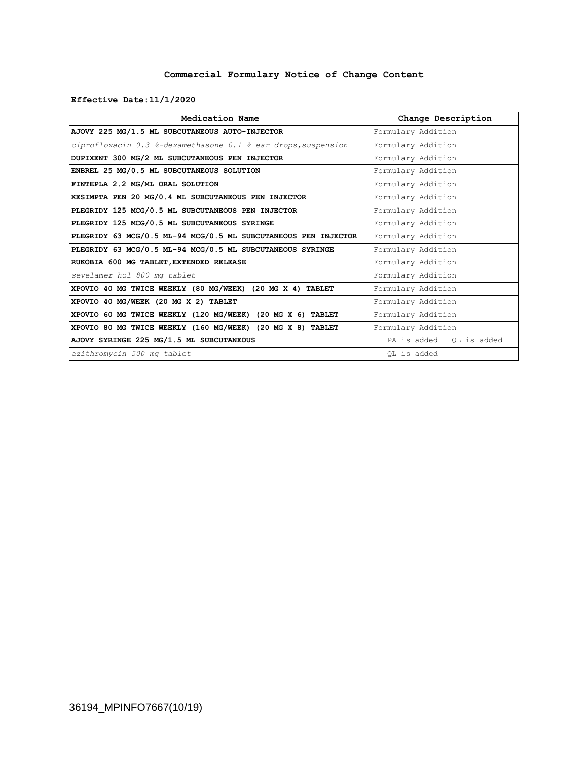# Commercial Formulary Notice of Change Content

**Effective Date:11/1/2020**

| Medication Name | Change Description |
|---|---|
| **AJOVY 225 MG/1.5 ML SUBCUTANEOUS AUTO-INJECTOR** | Formulary Addition |
| *ciprofloxacin 0.3 %-dexamethasone 0.1 % ear drops,suspension* | Formulary Addition |
| **DUPIXENT 300 MG/2 ML SUBCUTANEOUS PEN INJECTOR** | Formulary Addition |
| **ENBREL 25 MG/0.5 ML SUBCUTANEOUS SOLUTION** | Formulary Addition |
| **FINTEPLA 2.2 MG/ML ORAL SOLUTION** | Formulary Addition |
| **KESIMPTA PEN 20 MG/0.4 ML SUBCUTANEOUS PEN INJECTOR** | Formulary Addition |
| **PLEGRIDY 125 MCG/0.5 ML SUBCUTANEOUS PEN INJECTOR** | Formulary Addition |
| **PLEGRIDY 125 MCG/0.5 ML SUBCUTANEOUS SYRINGE** | Formulary Addition |
| **PLEGRIDY 63 MCG/0.5 ML-94 MCG/0.5 ML SUBCUTANEOUS PEN INJECTOR** | Formulary Addition |
| **PLEGRIDY 63 MCG/0.5 ML-94 MCG/0.5 ML SUBCUTANEOUS SYRINGE** | Formulary Addition |
| **RUKOBIA 600 MG TABLET,EXTENDED RELEASE** | Formulary Addition |
| *sevelamer hcl 800 mg tablet* | Formulary Addition |
| **XPOVIO 40 MG TWICE WEEKLY (80 MG/WEEK) (20 MG X 4) TABLET** | Formulary Addition |
| **XPOVIO 40 MG/WEEK (20 MG X 2) TABLET** | Formulary Addition |
| **XPOVIO 60 MG TWICE WEEKLY (120 MG/WEEK) (20 MG X 6) TABLET** | Formulary Addition |
| **XPOVIO 80 MG TWICE WEEKLY (160 MG/WEEK) (20 MG X 8) TABLET** | Formulary Addition |
| **AJOVY SYRINGE 225 MG/1.5 ML SUBCUTANEOUS** | PA is added QL is added |
| *azithromycin 500 mg tablet* | QL is added |

36194_MPINFO7667(10/19)